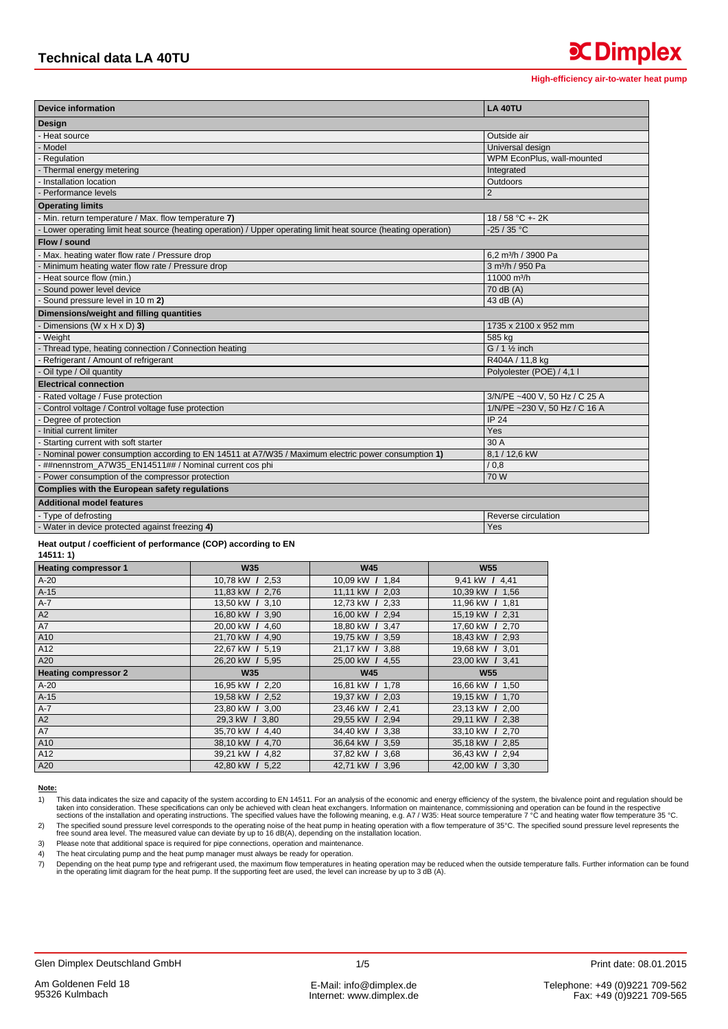# Technical data LA 40TU

**High-efficiency air-to-water heat pump**

| Device information | LA 40TU |
|---|---|
| **Design** | |
| - Heat source | Outside air |
| - Model | Universal design |
| - Regulation | WPM EconPlus, wall-mounted |
| - Thermal energy metering | Integrated |
| - Installation location | Outdoors |
| - Performance levels | 2 |
| **Operating limits** | |
| - Min. return temperature / Max. flow temperature **7)** | 18 / 58 °C +- 2K |
| - Lower operating limit heat source (heating operation) / Upper operating limit heat source (heating operation) | -25 / 35 °C |
| **Flow / sound** | |
| - Max. heating water flow rate / Pressure drop | 6,2 m³/h / 3900 Pa |
| - Minimum heating water flow rate / Pressure drop | 3 m³/h / 950 Pa |
| - Heat source flow (min.) | 11000 m³/h |
| - Sound power level device | 70 dB (A) |
| - Sound pressure level in 10 m **2)** | 43 dB (A) |
| **Dimensions/weight and filling quantities** | |
| - Dimensions (W x H x D) **3)** | 1735 x 2100 x 952 mm |
| - Weight | 585 kg |
| - Thread type, heating connection / Connection heating | G / 1 ½ inch |
| - Refrigerant / Amount of refrigerant | R404A / 11,8 kg |
| - Oil type / Oil quantity | Polyolester (POE) / 4,1 l |
| **Electrical connection** | |
| - Rated voltage / Fuse protection | 3/N/PE ~400 V, 50 Hz / C 25 A |
| - Control voltage / Control voltage fuse protection | 1/N/PE ~230 V, 50 Hz / C 16 A |
| - Degree of protection | IP 24 |
| - Initial current limiter | Yes |
| - Starting current with soft starter | 30 A |
| - Nominal power consumption according to EN 14511 at A7/W35 / Maximum electric power consumption **1)** | 8,1 / 12,6 kW |
| - ##nennstrom_A7W35_EN14511## / Nominal current cos phi | / 0,8 |
| - Power consumption of the compressor protection | 70 W |
| **Complies with the European safety regulations** | |
| **Additional model features** | |
| - Type of defrosting | Reverse circulation |
| - Water in device protected against freezing **4)** | Yes |

**Heat output / coefficient of performance (COP) according to EN 14511: 1)**

| Heating compressor 1 | W35 | W45 | W55 |
|---|---|---|---|
| A-20 | 10,78 kW / 2,53 | 10,09 kW / 1,84 | 9,41 kW / 4,41 |
| A-15 | 11,83 kW / 2,76 | 11,11 kW / 2,03 | 10,39 kW / 1,56 |
| A-7 | 13,50 kW / 3,10 | 12,73 kW / 2,33 | 11,96 kW / 1,81 |
| A2 | 16,80 kW / 3,90 | 16,00 kW / 2,94 | 15,19 kW / 2,31 |
| A7 | 20,00 kW / 4,60 | 18,80 kW / 3,47 | 17,60 kW / 2,70 |
| A10 | 21,70 kW / 4,90 | 19,75 kW / 3,59 | 18,43 kW / 2,93 |
| A12 | 22,67 kW / 5,19 | 21,17 kW / 3,88 | 19,68 kW / 3,01 |
| A20 | 26,20 kW / 5,95 | 25,00 kW / 4,55 | 23,00 kW / 3,41 |
| **Heating compressor 2** | **W35** | **W45** | **W55** |
| A-20 | 16,95 kW / 2,20 | 16,81 kW / 1,78 | 16,66 kW / 1,50 |
| A-15 | 19,58 kW / 2,52 | 19,37 kW / 2,03 | 19,15 kW / 1,70 |
| A-7 | 23,80 kW / 3,00 | 23,46 kW / 2,41 | 23,13 kW / 2,00 |
| A2 | 29,3 kW / 3,80 | 29,55 kW / 2,94 | 29,11 kW / 2,38 |
| A7 | 35,70 kW / 4,40 | 34,40 kW / 3,38 | 33,10 kW / 2,70 |
| A10 | 38,10 kW / 4,70 | 36,64 kW / 3,59 | 35,18 kW / 2,85 |
| A12 | 39,21 kW / 4,82 | 37,82 kW / 3,68 | 36,43 kW / 2,94 |
| A20 | 42,80 kW / 5,22 | 42,71 kW / 3,96 | 42,00 kW / 3,30 |

**Note:**

1) This data indicates the size and capacity of the system according to EN 14511. For an analysis of the economic and energy efficiency of the system, the bivalence point and regulation should be taken into consideration. These specifications can only be achieved with clean heat exchangers. Information on maintenance, commissioning and operation can be found in the respective sections of the installation and operating instructions. The specified values have the following meaning, e.g. A7 / W35: Heat source temperature 7 °C and heating water flow temperature 35 °C.

2) The specified sound pressure level corresponds to the operating noise of the heat pump in heating operation with a flow temperature of 35°C. The specified sound pressure level represents the free sound area level. The measured value can deviate by up to 16 dB(A), depending on the installation location.

3) Please note that additional space is required for pipe connections, operation and maintenance.

4) The heat circulating pump and the heat pump manager must always be ready for operation.

7) Depending on the heat pump type and refrigerant used, the maximum flow temperatures in heating operation may be reduced when the outside temperature falls. Further information can be found in the operating limit diagram for the heat pump. If the supporting feet are used, the level can increase by up to 3 dB (A).

Glen Dimplex Deutschland GmbH
Am Goldenen Feld 18
95326 Kulmbach

E-Mail: info@dimplex.de
Internet: www.dimplex.de

Print date: 08.01.2015
Telephone: +49 (0)9221 709-562
Fax: +49 (0)9221 709-565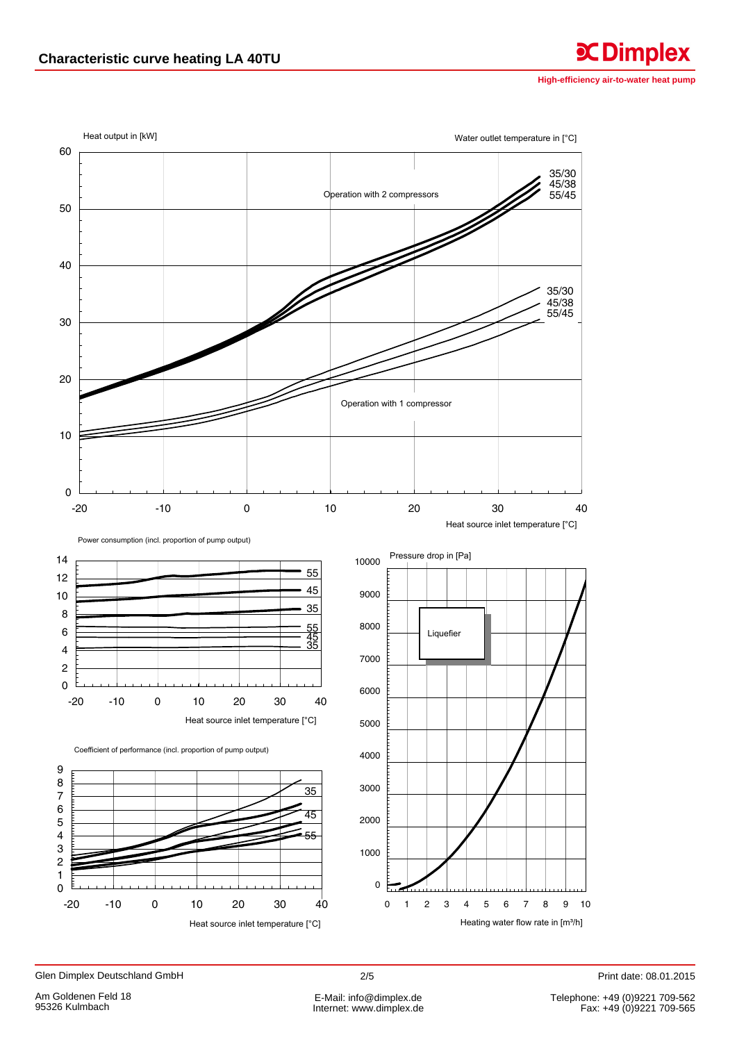# Characteristic curve heating LA 40TU

High-efficiency air-to-water heat pump

Heat output in [kW]

Water outlet temperature in [°C]

60
50
40
30
20
10
0

35/30
45/38
55/45

Operation with 2 compressors

35/30
45/38
55/45

Operation with 1 compressor

-20 -10 0 10 20 30 40

Heat source inlet temperature [°C]

Power consumption (incl. proportion of pump output)

14
12
10
8
6
4
2
0

55
45
35
55
45
35

-20 -10 0 10 20 30 40

Heat source inlet temperature [°C]

Coefficient of performance (incl. proportion of pump output)

9
8
7
6
5
4
3
2
1
0

35
45
55

-20 -10 0 10 20 30 40

Heat source inlet temperature [°C]

Pressure drop in [Pa]

10000
9000
8000
7000
6000
5000
4000
3000
2000
1000
0

Liquefier

0 1 2 3 4 5 6 7 8 9 10

Heating water flow rate in [m³/h]

Glen Dimplex Deutschland GmbH

Print date: 08.01.2015

Am Goldenen Feld 18
95326 Kulmbach

E-Mail: info@dimplex.de
Internet: www.dimplex.de

Telephone: +49 (0)9221 709-562
Fax: +49 (0)9221 709-565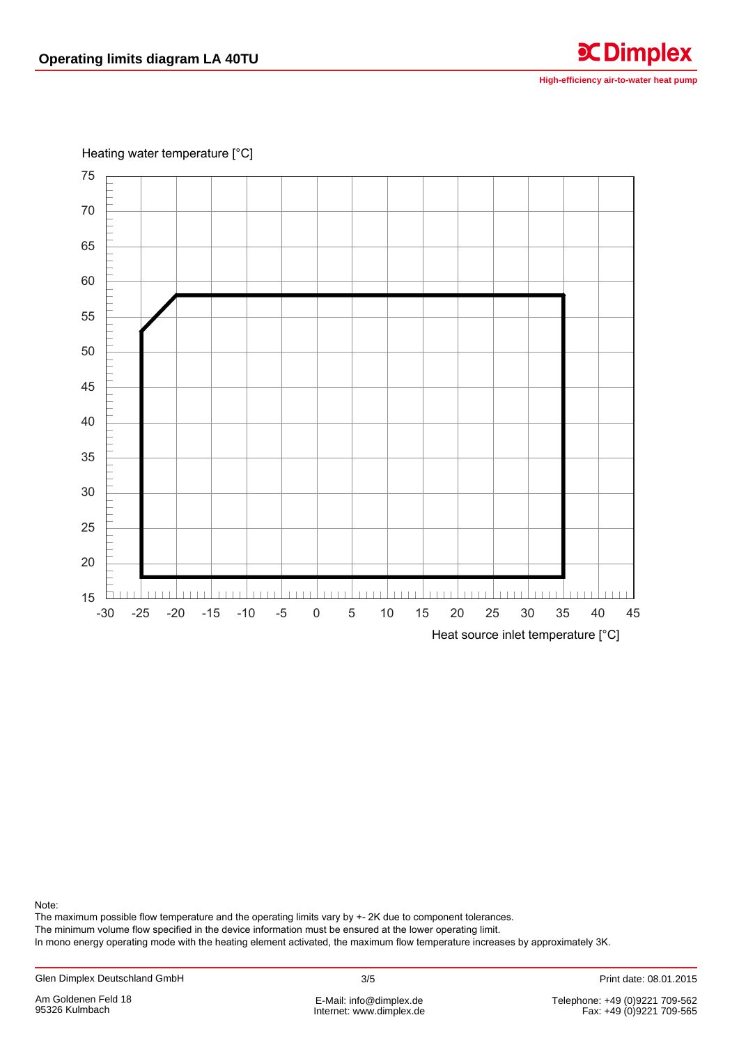# Operating limits diagram LA 40TU

High-efficiency air-to-water heat pump

Heating water temperature [°C]

Heat source inlet temperature [°C]

Note:
The maximum possible flow temperature and the operating limits vary by +- 2K due to component tolerances.
The minimum volume flow specified in the device information must be ensured at the lower operating limit.
In mono energy operating mode with the heating element activated, the maximum flow temperature increases by approximately 3K.

Glen Dimplex Deutschland GmbH

Print date: 08.01.2015

Am Goldenen Feld 18
95326 Kulmbach

E-Mail: info@dimplex.de
Internet: www.dimplex.de

Telephone: +49 (0)9221 709-562
Fax: +49 (0)9221 709-565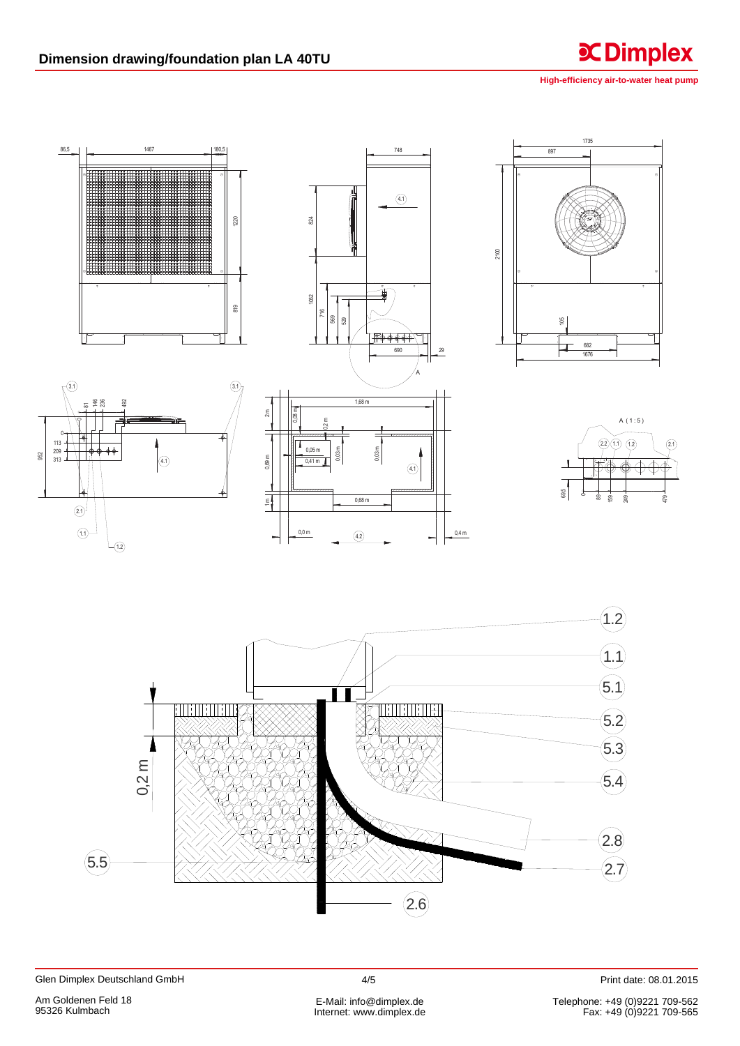# Dimension drawing/foundation plan LA 40TU

**High-efficiency air-to-water heat pump**

86,5 | 1467 | 180,5

1220

819

748

824

4.1

1032

716

569

529

690

29

A

1735

897

2100

105

682

1676

3.1

0

81

146

236

492

3.1

0

113

209

313

952

4.1

2.1

1.1

1.2

1,68 m

2 m

0,08 m

0,2 m

0,05 m

0,41 m

0,03 m

0,03 m

0,69 m

4.1

1 m

0,68 m

0,0 m

4.2

0,4 m

A ( 1 : 5 )

2.2

1.1

1.2

2.1

69,5

0

89

159

249

479

1.2

1.1

5.1

5.2

5.3

0,2 m

5.4

2.8

5.5

2.7

2.6

Glen Dimplex Deutschland GmbH

Am Goldenen Feld 18
95326 Kulmbach

E-Mail: info@dimplex.de
Internet: www.dimplex.de

Print date: 08.01.2015

Telephone: +49 (0)9221 709-562
Fax: +49 (0)9221 709-565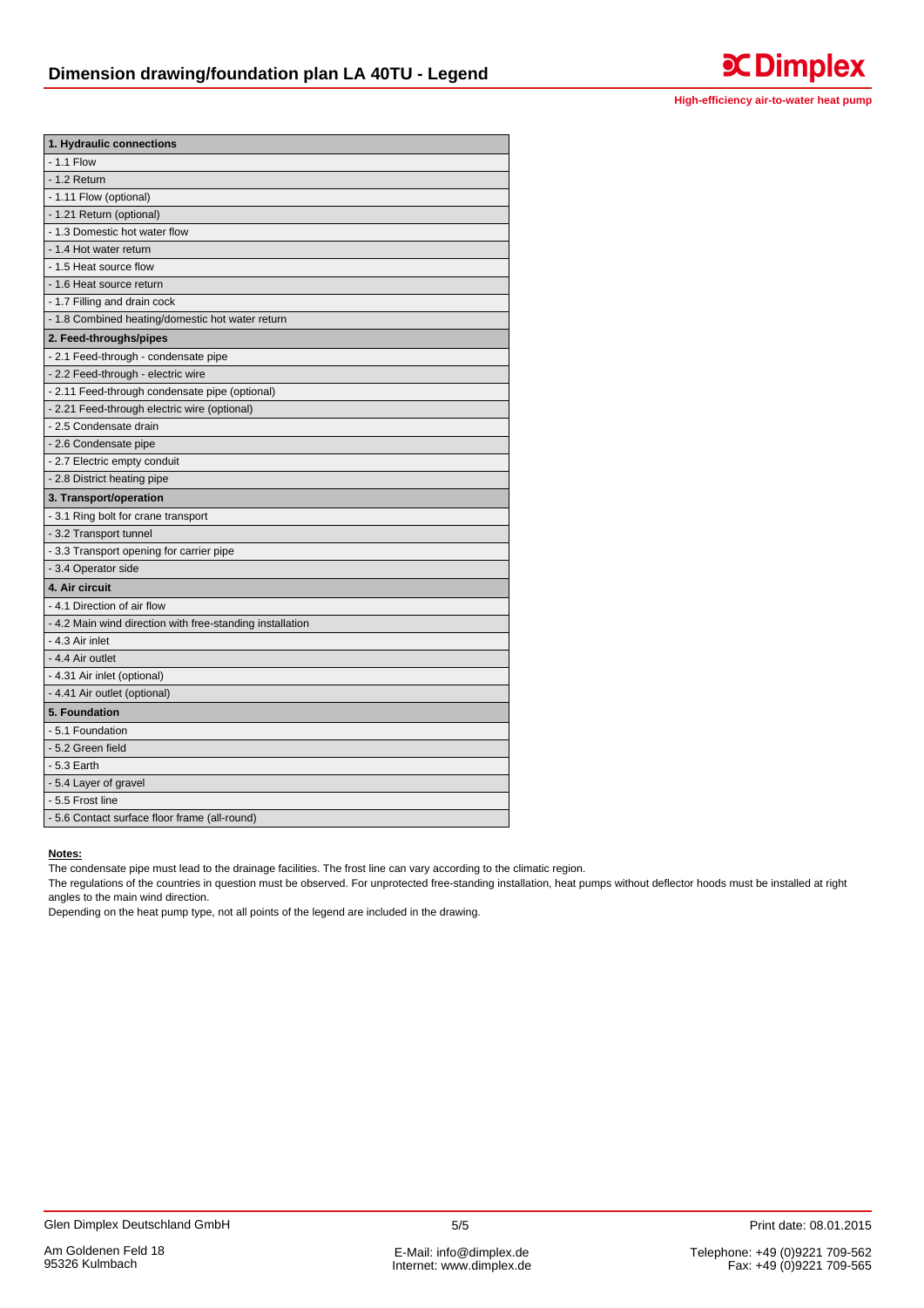# Dimension drawing/foundation plan LA 40TU - Legend

High-efficiency air-to-water heat pump

| | |
|---|---|
| **1. Hydraulic connections** |
| - 1.1 Flow |
| - 1.2 Return |
| - 1.11 Flow (optional) |
| - 1.21 Return (optional) |
| - 1.3 Domestic hot water flow |
| - 1.4 Hot water return |
| - 1.5 Heat source flow |
| - 1.6 Heat source return |
| - 1.7 Filling and drain cock |
| - 1.8 Combined heating/domestic hot water return |
| **2. Feed-throughs/pipes** |
| - 2.1 Feed-through - condensate pipe |
| - 2.2 Feed-through - electric wire |
| - 2.11 Feed-through condensate pipe (optional) |
| - 2.21 Feed-through electric wire (optional) |
| - 2.5 Condensate drain |
| - 2.6 Condensate pipe |
| - 2.7 Electric empty conduit |
| - 2.8 District heating pipe |
| **3. Transport/operation** |
| - 3.1 Ring bolt for crane transport |
| - 3.2 Transport tunnel |
| - 3.3 Transport opening for carrier pipe |
| - 3.4 Operator side |
| **4. Air circuit** |
| - 4.1 Direction of air flow |
| - 4.2 Main wind direction with free-standing installation |
| - 4.3 Air inlet |
| - 4.4 Air outlet |
| - 4.31 Air inlet (optional) |
| - 4.41 Air outlet (optional) |
| **5. Foundation** |
| - 5.1 Foundation |
| - 5.2 Green field |
| - 5.3 Earth |
| - 5.4 Layer of gravel |
| - 5.5 Frost line |
| - 5.6 Contact surface floor frame (all-round) |

**Notes:**

The condensate pipe must lead to the drainage facilities. The frost line can vary according to the climatic region.

The regulations of the countries in question must be observed. For unprotected free-standing installation, heat pumps without deflector hoods must be installed at right angles to the main wind direction.

Depending on the heat pump type, not all points of the legend are included in the drawing.

Glen Dimplex Deutschland GmbH
Am Goldenen Feld 18
95326 Kulmbach

E-Mail: info@dimplex.de
Internet: www.dimplex.de

Print date: 08.01.2015
Telephone: +49 (0)9221 709-562
Fax: +49 (0)9221 709-565